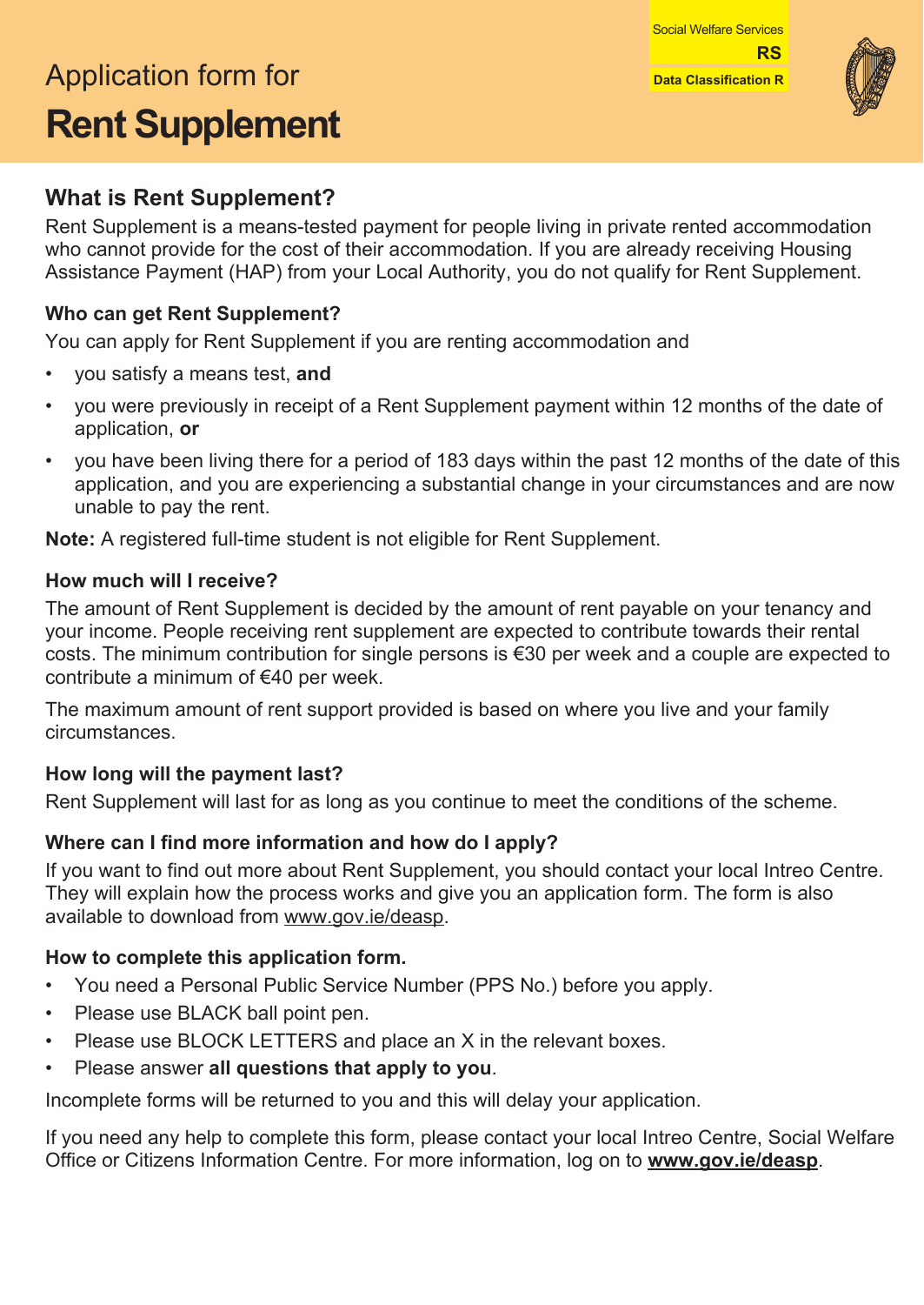Social Welfare Services

**RS**

**Data Classification R**

# Application form for
# Rent Supplement

## What is Rent Supplement?

Rent Supplement is a means-tested payment for people living in private rented accommodation who cannot provide for the cost of their accommodation. If you are already receiving Housing Assistance Payment (HAP) from your Local Authority, you do not qualify for Rent Supplement.

### Who can get Rent Supplement?

You can apply for Rent Supplement if you are renting accommodation and

- you satisfy a means test, **and**
- you were previously in receipt of a Rent Supplement payment within 12 months of the date of application, **or**
- you have been living there for a period of 183 days within the past 12 months of the date of this application, and you are experiencing a substantial change in your circumstances and are now unable to pay the rent.

**Note:** A registered full-time student is not eligible for Rent Supplement.

### How much will I receive?

The amount of Rent Supplement is decided by the amount of rent payable on your tenancy and your income. People receiving rent supplement are expected to contribute towards their rental costs. The minimum contribution for single persons is €30 per week and a couple are expected to contribute a minimum of €40 per week.

The maximum amount of rent support provided is based on where you live and your family circumstances.

### How long will the payment last?

Rent Supplement will last for as long as you continue to meet the conditions of the scheme.

### Where can I find more information and how do I apply?

If you want to find out more about Rent Supplement, you should contact your local Intreo Centre. They will explain how the process works and give you an application form. The form is also available to download from www.gov.ie/deasp.

### How to complete this application form.

- You need a Personal Public Service Number (PPS No.) before you apply.
- Please use BLACK ball point pen.
- Please use BLOCK LETTERS and place an X in the relevant boxes.
- Please answer **all questions that apply to you**.

Incomplete forms will be returned to you and this will delay your application.

If you need any help to complete this form, please contact your local Intreo Centre, Social Welfare Office or Citizens Information Centre. For more information, log on to **www.gov.ie/deasp**.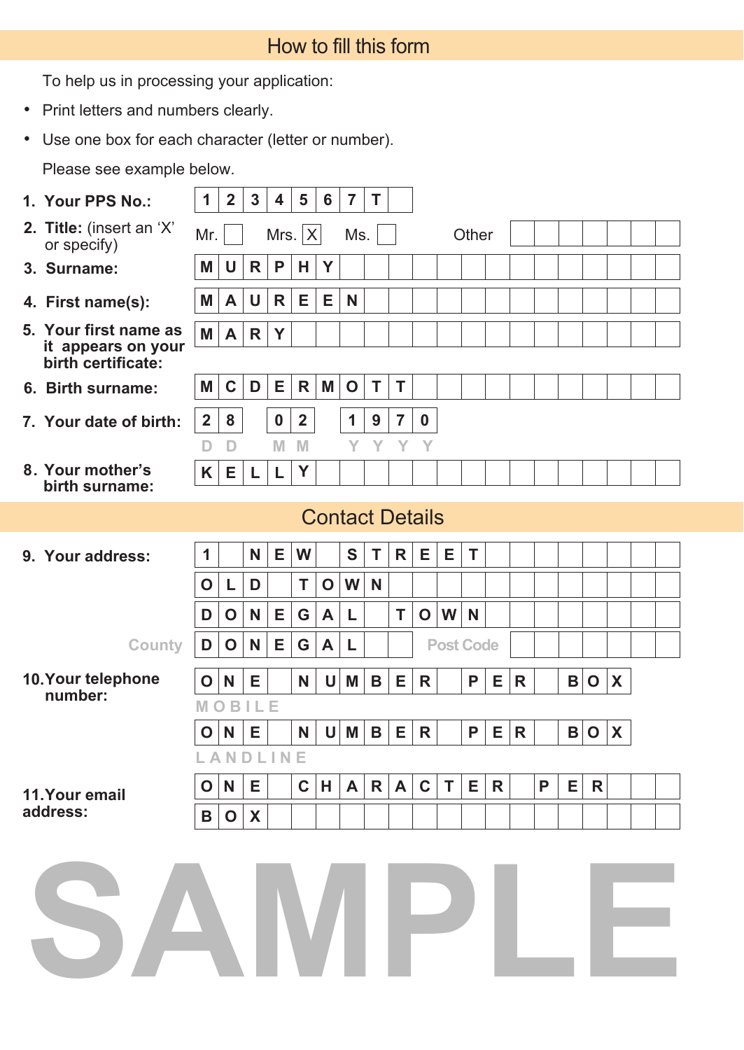## How to fill this form

To help us in processing your application:

- Print letters and numbers clearly.
- Use one box for each character (letter or number).

Please see example below.

| Field | Entry |
|---|---|
| 1. **Your PPS No.:** | 1234567T |
| 2. **Title:** (insert an 'X' or specify) | Mr. [ ] Mrs. [X] Ms. [ ] Other [ ] |
| 3. **Surname:** | MURPHY |
| 4. **First name(s):** | MAUREEN |
| 5. **Your first name as it appears on your birth certificate:** | MARY |
| 6. **Birth surname:** | MCDERMOTT |
| 7. **Your date of birth:** | 28 (DD) 02 (MM) 1970 (YYYY) |
| 8. **Your mother's birth surname:** | KELLY |

## Contact Details

| Field | Entry |
|---|---|
| 9. **Your address:** | 1 NEW STREET |
| | OLD TOWN |
| | DONEGAL TOWN |
| County | DONEGAL — Post Code: |
| 10. **Your telephone number:** | ONE NUMBER PER BOX (MOBILE) |
| | ONE NUMBER PER BOX (LANDLINE) |
| 11. **Your email address:** | ONE CHARACTER PER |
| | BOX |

SAMPLE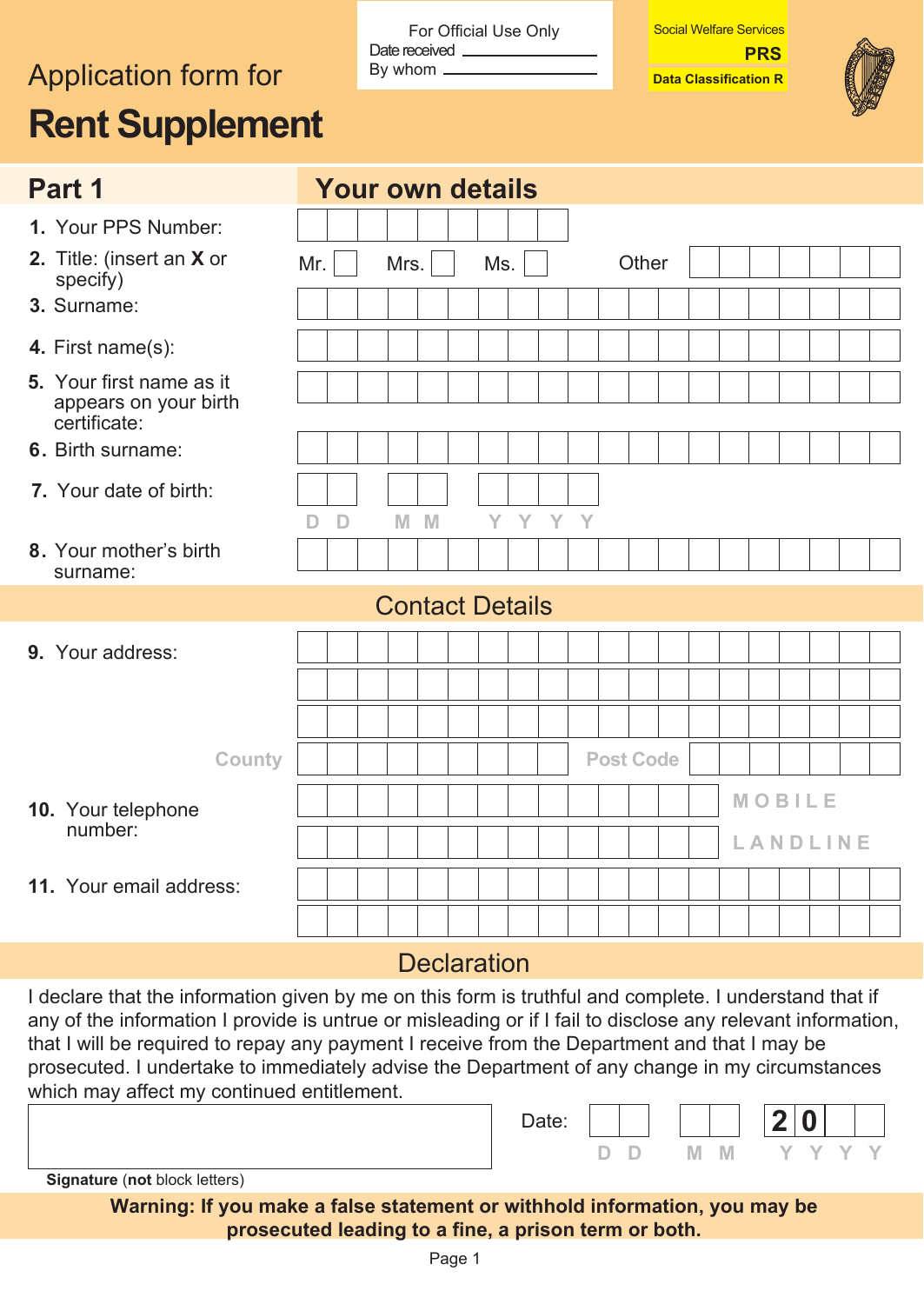Application form for

# Rent Supplement

For Official Use Only
Date received ________________
By whom ________________

Social Welfare Services
**PRS**
**Data Classification R**

## Part 1 Your own details

1. Your PPS Number:
2. Title: (insert an **X** or specify) Mr. ☐ Mrs. ☐ Ms. ☐ Other
3. Surname:
4. First name(s):
5. Your first name as it appears on your birth certificate:
6. Birth surname:
7. Your date of birth: D D M M Y Y Y Y
8. Your mother's birth surname:

### Contact Details

9. Your address:

   County ________ Post Code ________

10. Your telephone number: MOBILE / LANDLINE
11. Your email address:

### Declaration

I declare that the information given by me on this form is truthful and complete. I understand that if any of the information I provide is untrue or misleading or if I fail to disclose any relevant information, that I will be required to repay any payment I receive from the Department and that I may be prosecuted. I undertake to immediately advise the Department of any change in my circumstances which may affect my continued entitlement.

**Signature** (**not** block letters)

Date: D D M M 2 0 Y Y

**Warning: If you make a false statement or withhold information, you may be prosecuted leading to a fine, a prison term or both.**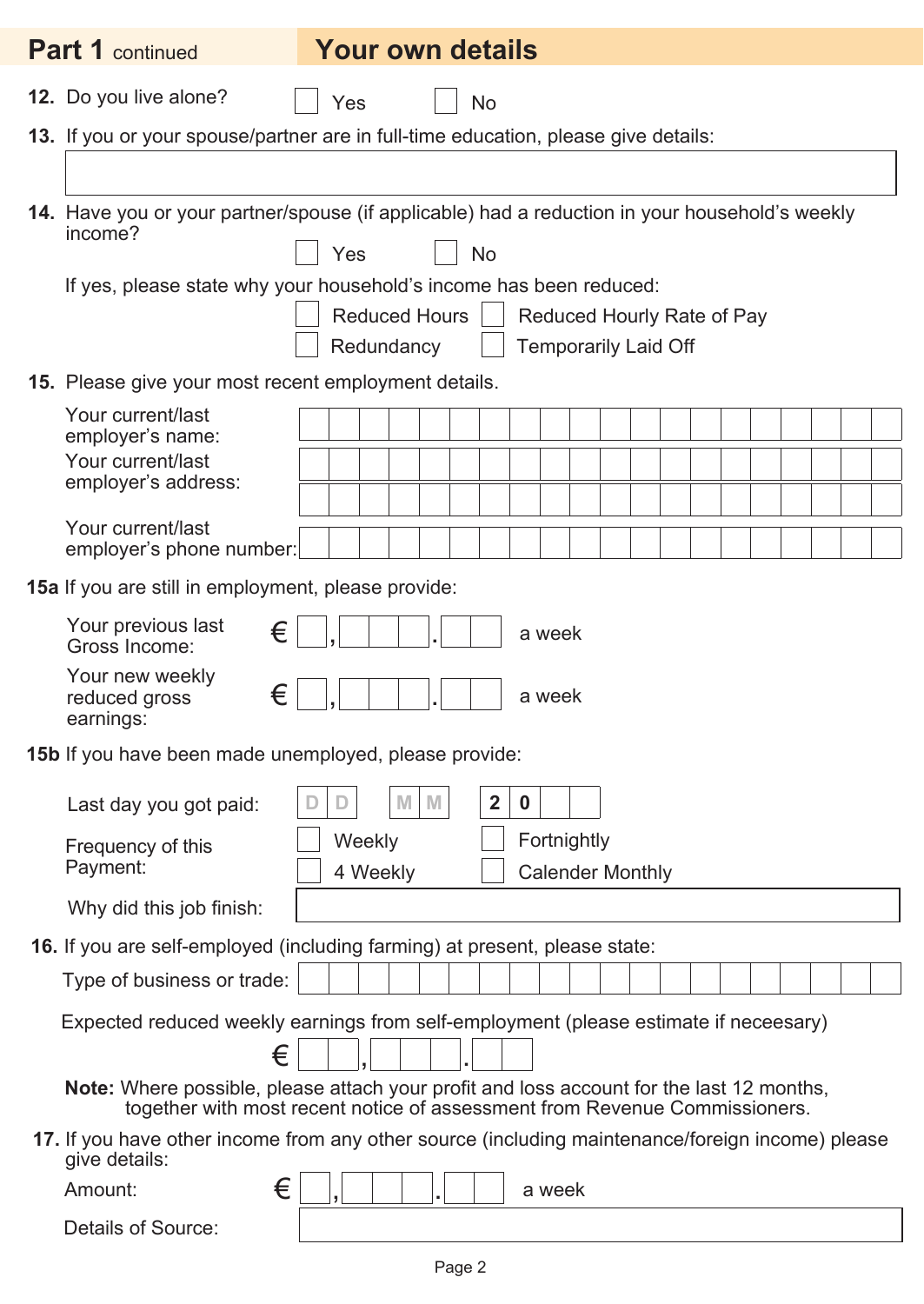## Part 1 continued — Your own details

**12.** Do you live alone? ☐ Yes ☐ No

**13.** If you or your spouse/partner are in full-time education, please give details:

______________________________

**14.** Have you or your partner/spouse (if applicable) had a reduction in your household's weekly income?

☐ Yes ☐ No

If yes, please state why your household's income has been reduced:

☐ Reduced Hours ☐ Reduced Hourly Rate of Pay

☐ Redundancy ☐ Temporarily Laid Off

**15.** Please give your most recent employment details.

Your current/last employer's name: ______________________________

Your current/last employer's address: ______________________________

______________________________

Your current/last employer's phone number: ______________________________

**15a** If you are still in employment, please provide:

Your previous last Gross Income: € _ , _ _ _ . _ _ a week

Your new weekly reduced gross earnings: € _ , _ _ _ . _ _ a week

**15b** If you have been made unemployed, please provide:

Last day you got paid: D D / M M / 2 0 _ _

Frequency of this Payment:

☐ Weekly ☐ Fortnightly

☐ 4 Weekly ☐ Calender Monthly

Why did this job finish: ______________________________

**16.** If you are self-employed (including farming) at present, please state:

Type of business or trade: ______________________________

Expected reduced weekly earnings from self-employment (please estimate if neceesary)

€ _ _ , _ _ _ . _ _

**Note:** Where possible, please attach your profit and loss account for the last 12 months, together with most recent notice of assessment from Revenue Commissioners.

**17.** If you have other income from any other source (including maintenance/foreign income) please give details:

Amount: € _ , _ _ _ . _ _ a week

Details of Source: ______________________________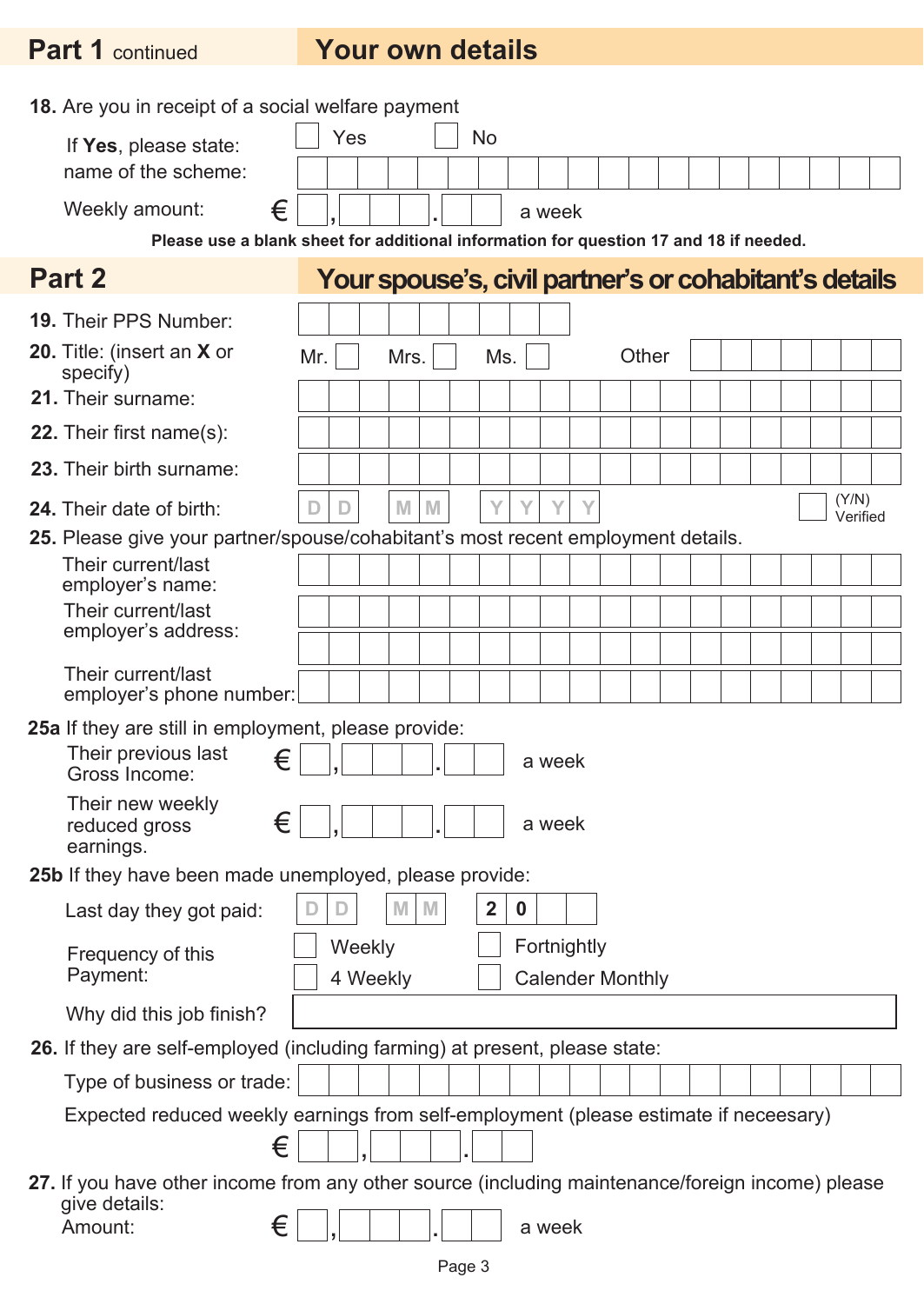## Part 1 continued — Your own details

**18.** Are you in receipt of a social welfare payment

If **Yes**, please state: ☐ Yes ☐ No

name of the scheme: ____________________

Weekly amount: € __,___.__ a week

**Please use a blank sheet for additional information for question 17 and 18 if needed.**

## Part 2 — Your spouse's, civil partner's or cohabitant's details

**19.** Their PPS Number: ____________________

**20.** Title: (insert an **X** or specify) Mr. ☐ Mrs. ☐ Ms. ☐ Other ____________

**21.** Their surname: ____________________

**22.** Their first name(s): ____________________

**23.** Their birth surname: ____________________

**24.** Their date of birth: D D M M Y Y Y Y ☐ (Y/N) Verified

**25.** Please give your partner/spouse/cohabitant's most recent employment details.

Their current/last employer's name: ____________________

Their current/last employer's address: ____________________

Their current/last employer's phone number: ____________________

**25a** If they are still in employment, please provide:

Their previous last Gross Income: € __,___.__ a week

Their new weekly reduced gross earnings. € __,___.__ a week

**25b** If they have been made unemployed, please provide:

Last day they got paid: D D M M 2 0 _ _

Frequency of this Payment: ☐ Weekly ☐ Fortnightly ☐ 4 Weekly ☐ Calender Monthly

Why did this job finish? ____________________

**26.** If they are self-employed (including farming) at present, please state:

Type of business or trade: ____________________

Expected reduced weekly earnings from self-employment (please estimate if neceesary)

€ __,___.__

**27.** If you have other income from any other source (including maintenance/foreign income) please give details:

Amount: € __,___.__ a week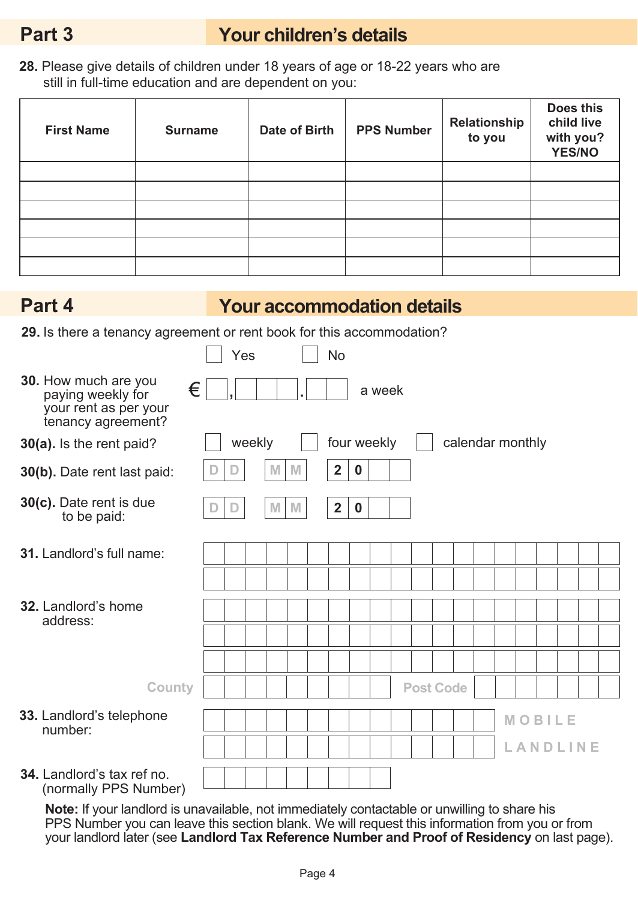## Part 3 Your children's details

**28.** Please give details of children under 18 years of age or 18-22 years who are still in full-time education and are dependent on you:

| First Name | Surname | Date of Birth | PPS Number | Relationship to you | Does this child live with you? YES/NO |
|---|---|---|---|---|---|
| | | | | | |
| | | | | | |
| | | | | | |
| | | | | | |
| | | | | | |
| | | | | | |

## Part 4 Your accommodation details

**29.** Is there a tenancy agreement or rent book for this accommodation?

☐ Yes ☐ No

**30.** How much are you paying weekly for your rent as per your tenancy agreement? € ☐,☐☐☐.☐☐ a week

**30(a).** Is the rent paid? ☐ weekly ☐ four weekly ☐ calendar monthly

**30(b).** Date rent last paid: D D / M M / 2 0 _ _

**30(c).** Date rent is due to be paid: D D / M M / 2 0 _ _

**31.** Landlord's full name:

**32.** Landlord's home address:

County ______ Post Code ______

**33.** Landlord's telephone number:

MOBILE ______

LANDLINE ______

**34.** Landlord's tax ref no. (normally PPS Number)

**Note:** If your landlord is unavailable, not immediately contactable or unwilling to share his PPS Number you can leave this section blank. We will request this information from you or from your landlord later (see **Landlord Tax Reference Number and Proof of Residency** on last page).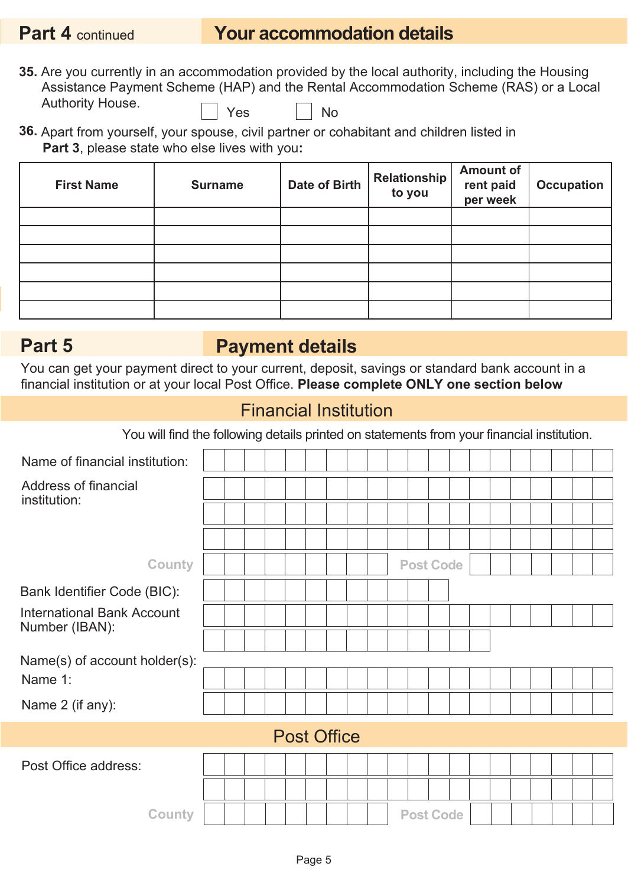## Part 4 continued — Your accommodation details

**35.** Are you currently in an accommodation provided by the local authority, including the Housing Assistance Payment Scheme (HAP) and the Rental Accommodation Scheme (RAS) or a Local Authority House.

☐ Yes ☐ No

**36.** Apart from yourself, your spouse, civil partner or cohabitant and children listed in **Part 3**, please state who else lives with you**:**

| First Name | Surname | Date of Birth | Relationship to you | Amount of rent paid per week | Occupation |
|---|---|---|---|---|---|
| | | | | | |
| | | | | | |
| | | | | | |
| | | | | | |
| | | | | | |
| | | | | | |

## Part 5 — Payment details

You can get your payment direct to your current, deposit, savings or standard bank account in a financial institution or at your local Post Office. **Please complete ONLY one section below**

### Financial Institution

You will find the following details printed on statements from your financial institution.

Name of financial institution:

Address of financial institution:

County

Post Code

Bank Identifier Code (BIC):

International Bank Account Number (IBAN):

Name(s) of account holder(s):

Name 1:

Name 2 (if any):

### Post Office

Post Office address:

County

Post Code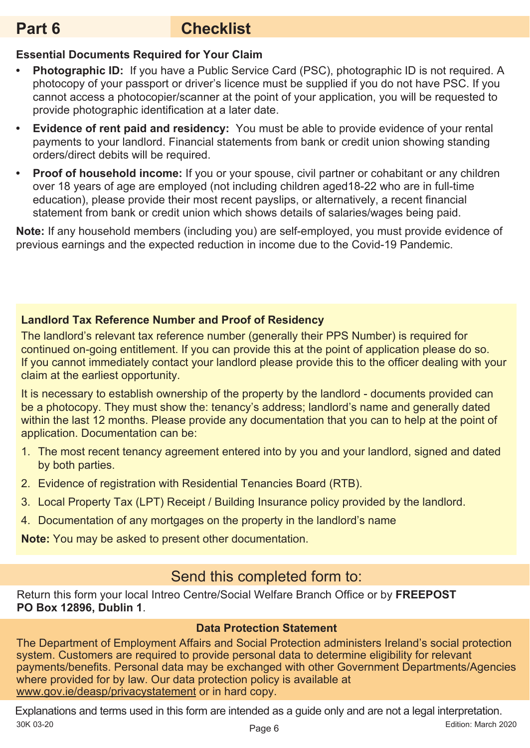## Part 6 Checklist

**Essential Documents Required for Your Claim**

- **Photographic ID:** If you have a Public Service Card (PSC), photographic ID is not required. A photocopy of your passport or driver's licence must be supplied if you do not have PSC. If you cannot access a photocopier/scanner at the point of your application, you will be requested to provide photographic identification at a later date.
- **Evidence of rent paid and residency:** You must be able to provide evidence of your rental payments to your landlord. Financial statements from bank or credit union showing standing orders/direct debits will be required.
- **Proof of household income:** If you or your spouse, civil partner or cohabitant or any children over 18 years of age are employed (not including children aged18-22 who are in full-time education), please provide their most recent payslips, or alternatively, a recent financial statement from bank or credit union which shows details of salaries/wages being paid.

**Note:** If any household members (including you) are self-employed, you must provide evidence of previous earnings and the expected reduction in income due to the Covid-19 Pandemic.

**Landlord Tax Reference Number and Proof of Residency**

The landlord's relevant tax reference number (generally their PPS Number) is required for continued on-going entitlement. If you can provide this at the point of application please do so. If you cannot immediately contact your landlord please provide this to the officer dealing with your claim at the earliest opportunity.

It is necessary to establish ownership of the property by the landlord - documents provided can be a photocopy. They must show the: tenancy's address; landlord's name and generally dated within the last 12 months. Please provide any documentation that you can to help at the point of application. Documentation can be:

1. The most recent tenancy agreement entered into by you and your landlord, signed and dated by both parties.
2. Evidence of registration with Residential Tenancies Board (RTB).
3. Local Property Tax (LPT) Receipt / Building Insurance policy provided by the landlord.
4. Documentation of any mortgages on the property in the landlord's name

**Note:** You may be asked to present other documentation.

## Send this completed form to:

Return this form your local Intreo Centre/Social Welfare Branch Office or by **FREEPOST PO Box 12896, Dublin 1**.

**Data Protection Statement**

The Department of Employment Affairs and Social Protection administers Ireland's social protection system. Customers are required to provide personal data to determine eligibility for relevant payments/benefits. Personal data may be exchanged with other Government Departments/Agencies where provided for by law. Our data protection policy is available at www.gov.ie/deasp/privacystatement or in hard copy.

Explanations and terms used in this form are intended as a guide only and are not a legal interpretation.

30K 03-20

Edition: March 2020